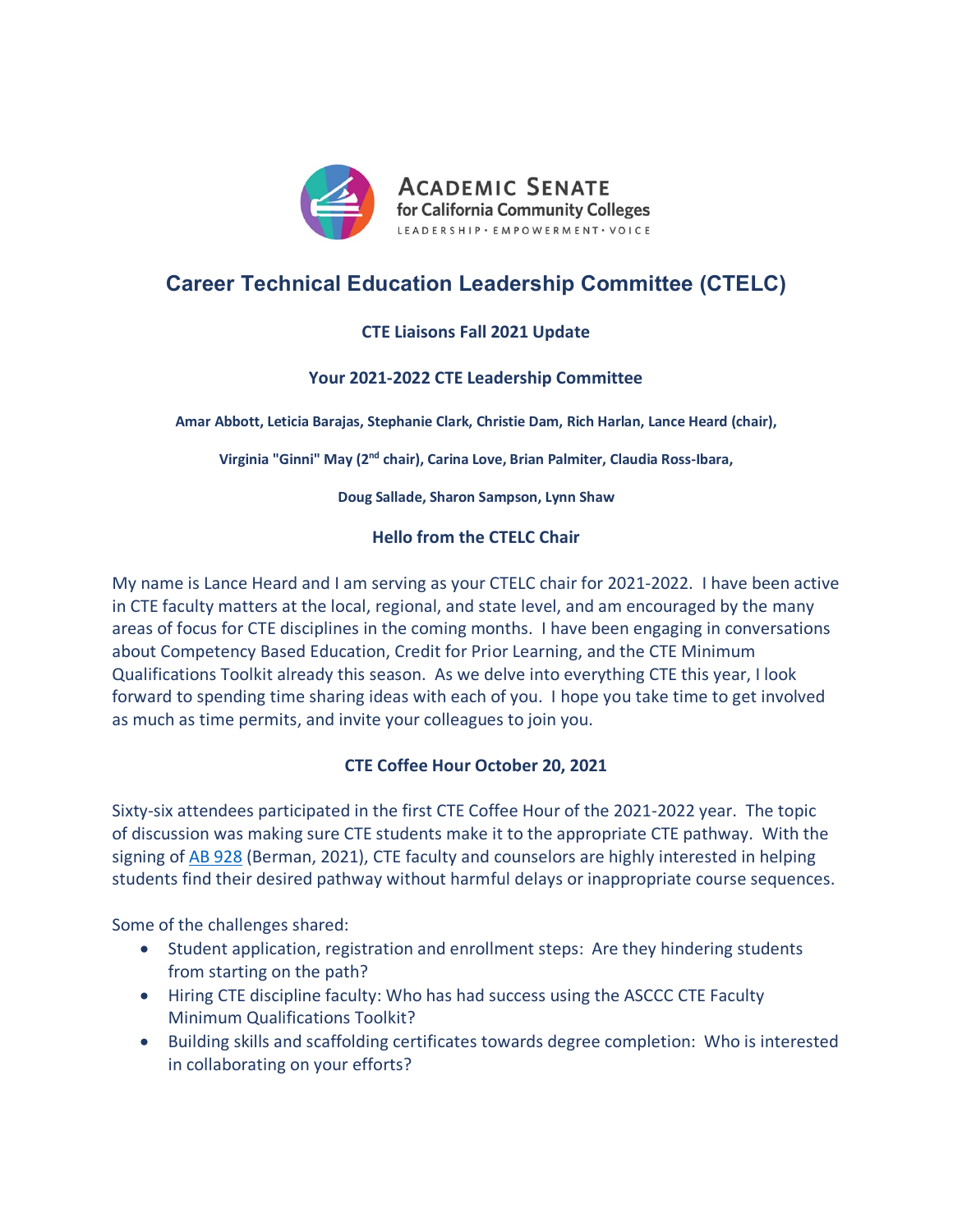Academic Senate for California Community Colleges

LEADERSHIP · EMPOWERMENT · VOICE

# Career Technical Education Leadership Committee (CTELC)

### CTE Liaisons Fall 2021 Update

### Your 2021-2022 CTE Leadership Committee

**Amar Abbott, Leticia Barajas, Stephanie Clark, Christie Dam, Rich Harlan, Lance Heard (chair),**

**Virginia "Ginni" May (2nd chair), Carina Love, Brian Palmiter, Claudia Ross-Ibara,**

**Doug Sallade, Sharon Sampson, Lynn Shaw**

### Hello from the CTELC Chair

My name is Lance Heard and I am serving as your CTELC chair for 2021-2022. I have been active in CTE faculty matters at the local, regional, and state level, and am encouraged by the many areas of focus for CTE disciplines in the coming months. I have been engaging in conversations about Competency Based Education, Credit for Prior Learning, and the CTE Minimum Qualifications Toolkit already this season. As we delve into everything CTE this year, I look forward to spending time sharing ideas with each of you. I hope you take time to get involved as much as time permits, and invite your colleagues to join you.

### CTE Coffee Hour October 20, 2021

Sixty-six attendees participated in the first CTE Coffee Hour of the 2021-2022 year. The topic of discussion was making sure CTE students make it to the appropriate CTE pathway. With the signing of AB 928 (Berman, 2021), CTE faculty and counselors are highly interested in helping students find their desired pathway without harmful delays or inappropriate course sequences.

Some of the challenges shared:

- Student application, registration and enrollment steps: Are they hindering students from starting on the path?
- Hiring CTE discipline faculty: Who has had success using the ASCCC CTE Faculty Minimum Qualifications Toolkit?
- Building skills and scaffolding certificates towards degree completion: Who is interested in collaborating on your efforts?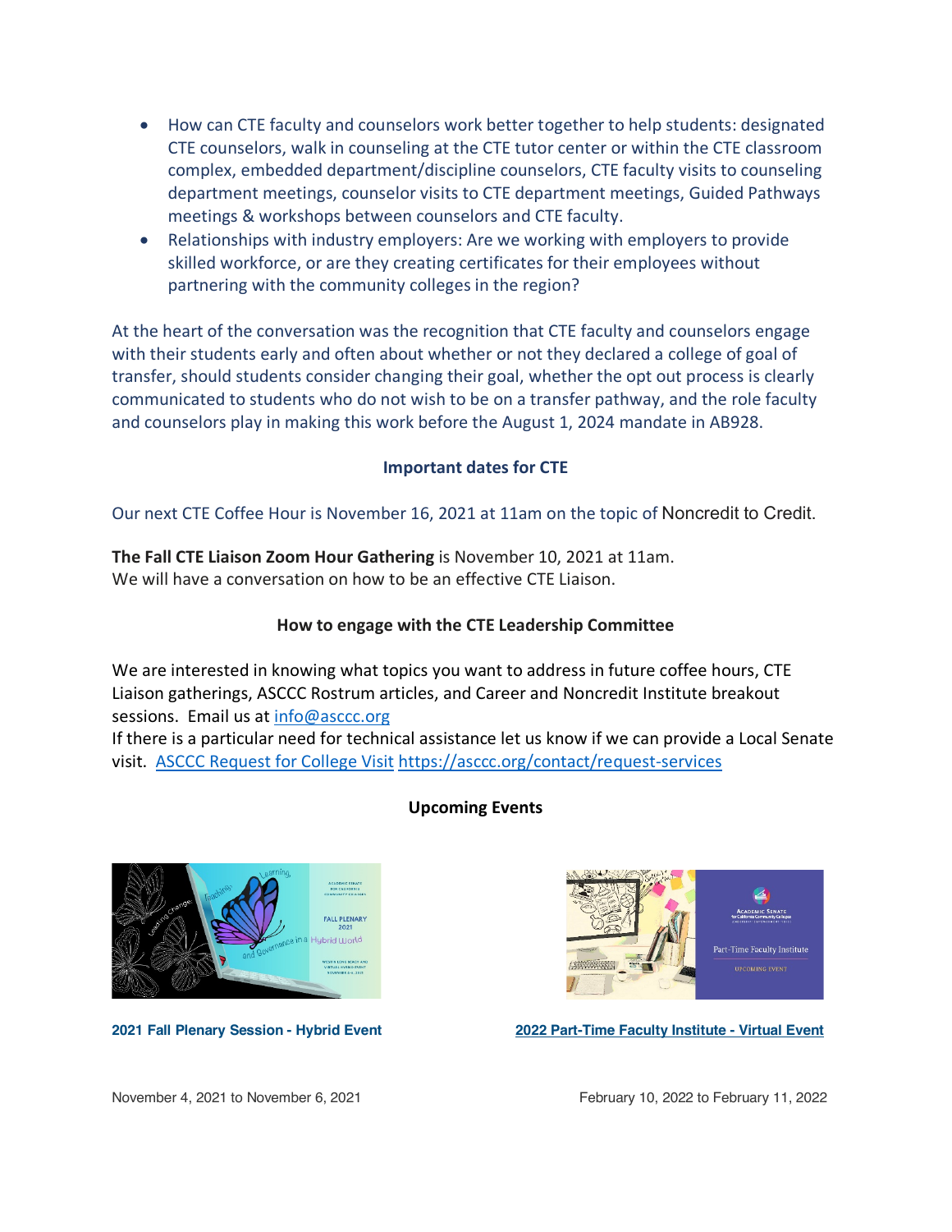- How can CTE faculty and counselors work better together to help students: designated CTE counselors, walk in counseling at the CTE tutor center or within the CTE classroom complex, embedded department/discipline counselors, CTE faculty visits to counseling department meetings, counselor visits to CTE department meetings, Guided Pathways meetings & workshops between counselors and CTE faculty.
- Relationships with industry employers: Are we working with employers to provide skilled workforce, or are they creating certificates for their employees without partnering with the community colleges in the region?

At the heart of the conversation was the recognition that CTE faculty and counselors engage with their students early and often about whether or not they declared a college of goal of transfer, should students consider changing their goal, whether the opt out process is clearly communicated to students who do not wish to be on a transfer pathway, and the role faculty and counselors play in making this work before the August 1, 2024 mandate in AB928.

**Important dates for CTE**

Our next CTE Coffee Hour is November 16, 2021 at 11am on the topic of Noncredit to Credit.

**The Fall CTE Liaison Zoom Hour Gathering** is November 10, 2021 at 11am.
We will have a conversation on how to be an effective CTE Liaison.

**How to engage with the CTE Leadership Committee**

We are interested in knowing what topics you want to address in future coffee hours, CTE Liaison gatherings, ASCCC Rostrum articles, and Career and Noncredit Institute breakout sessions. Email us at info@asccc.org
If there is a particular need for technical assistance let us know if we can provide a Local Senate visit. ASCCC Request for College Visit https://asccc.org/contact/request-services

**Upcoming Events**

**2021 Fall Plenary Session - Hybrid Event**

November 4, 2021 to November 6, 2021

**2022 Part-Time Faculty Institute - Virtual Event**

February 10, 2022 to February 11, 2022